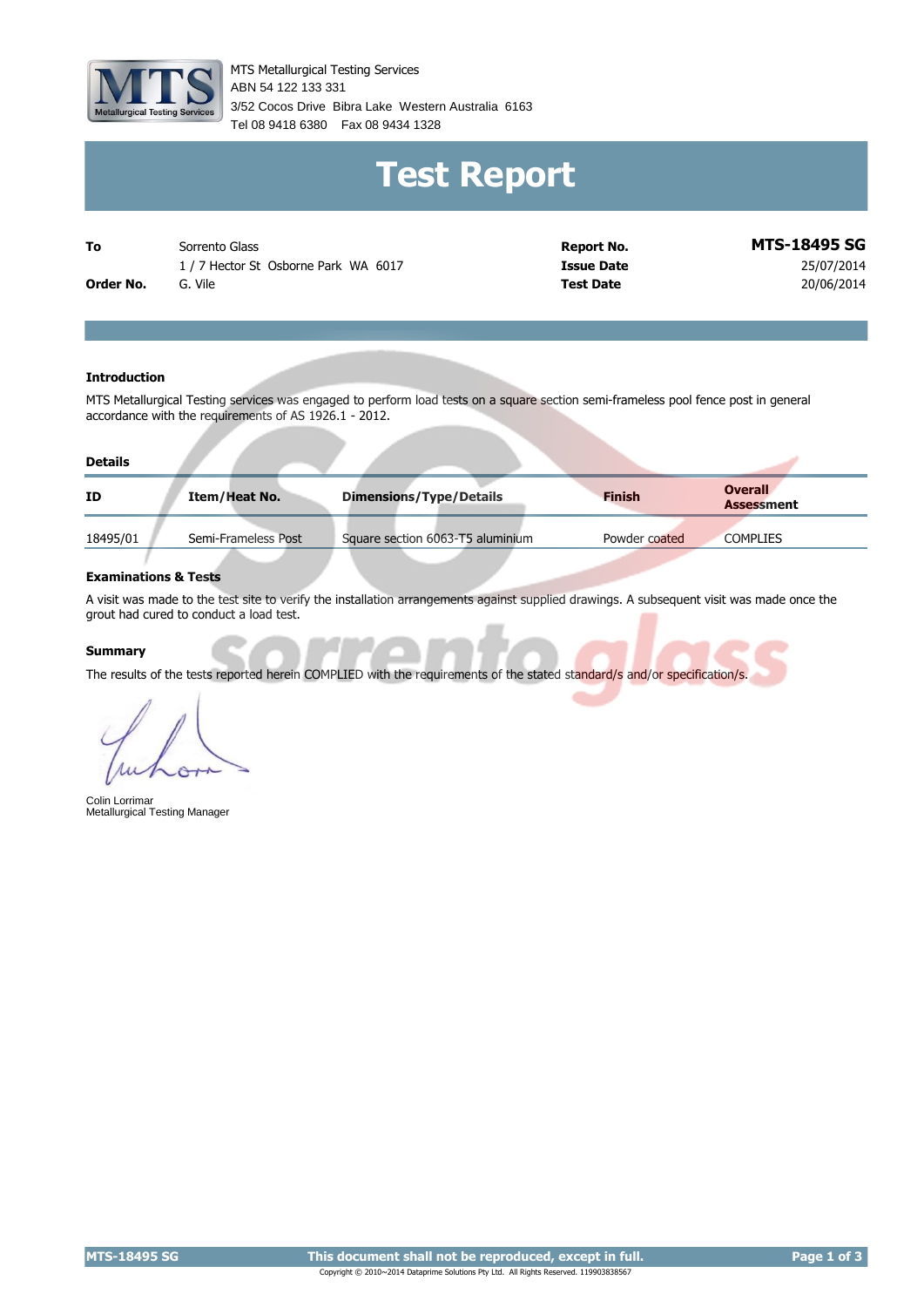MTS Metallurgical Testing Services
ABN 54 122 133 331
3/52 Cocos Drive Bibra Lake Western Australia 6163
Tel 08 9418 6380 Fax 08 9434 1328

# Test Report

| | | | |
|---|---|---|---|
| **To** | Sorrento Glass<br>1 / 7 Hector St Osborne Park WA 6017 | **Report No.** | **MTS-18495 SG** |
| | | **Issue Date** | 25/07/2014 |
| **Order No.** | G. Vile | **Test Date** | 20/06/2014 |

### Introduction

MTS Metallurgical Testing services was engaged to perform load tests on a square section semi-frameless pool fence post in general accordance with the requirements of AS 1926.1 - 2012.

### Details

| ID | Item/Heat No. | Dimensions/Type/Details | Finish | Overall Assessment |
|---|---|---|---|---|
| 18495/01 | Semi-Frameless Post | Square section 6063-T5 aluminium | Powder coated | COMPLIES |

### Examinations & Tests

A visit was made to the test site to verify the installation arrangements against supplied drawings. A subsequent visit was made once the grout had cured to conduct a load test.

### Summary

The results of the tests reported herein COMPLIED with the requirements of the stated standard/s and/or specification/s.

Colin Lorrimar
Metallurgical Testing Manager

This document shall not be reproduced, except in full.

Copyright © 2010~2014 Dataprime Solutions Pty Ltd. All Rights Reserved. 119903838567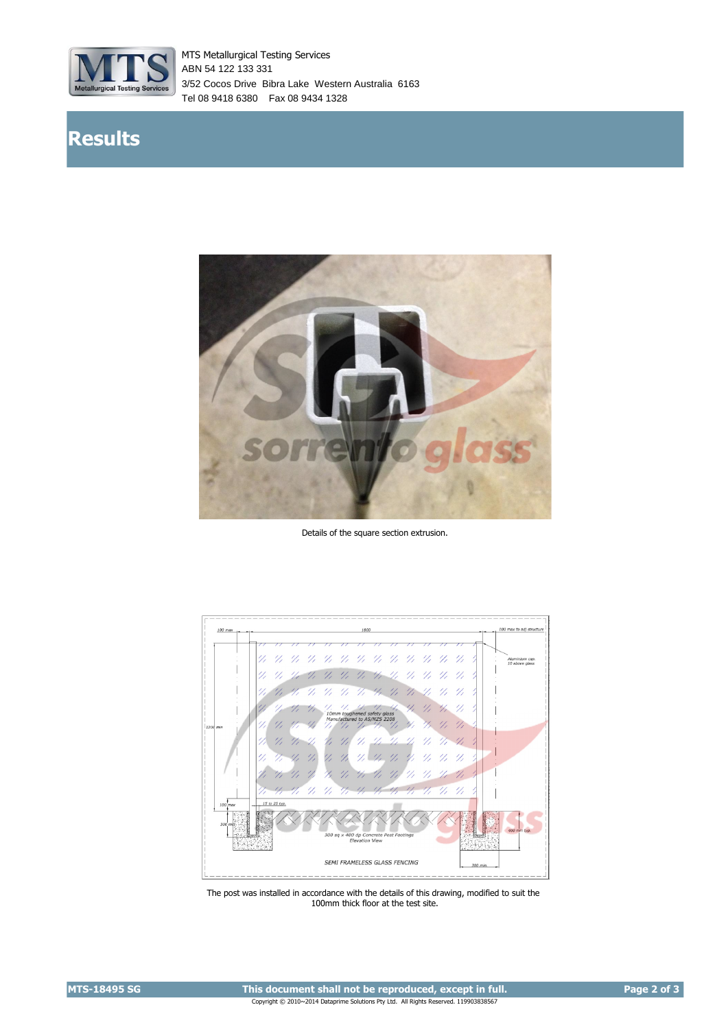# Results

Details of the square section extrusion.

The post was installed in accordance with the details of this drawing, modified to suit the 100mm thick floor at the test site.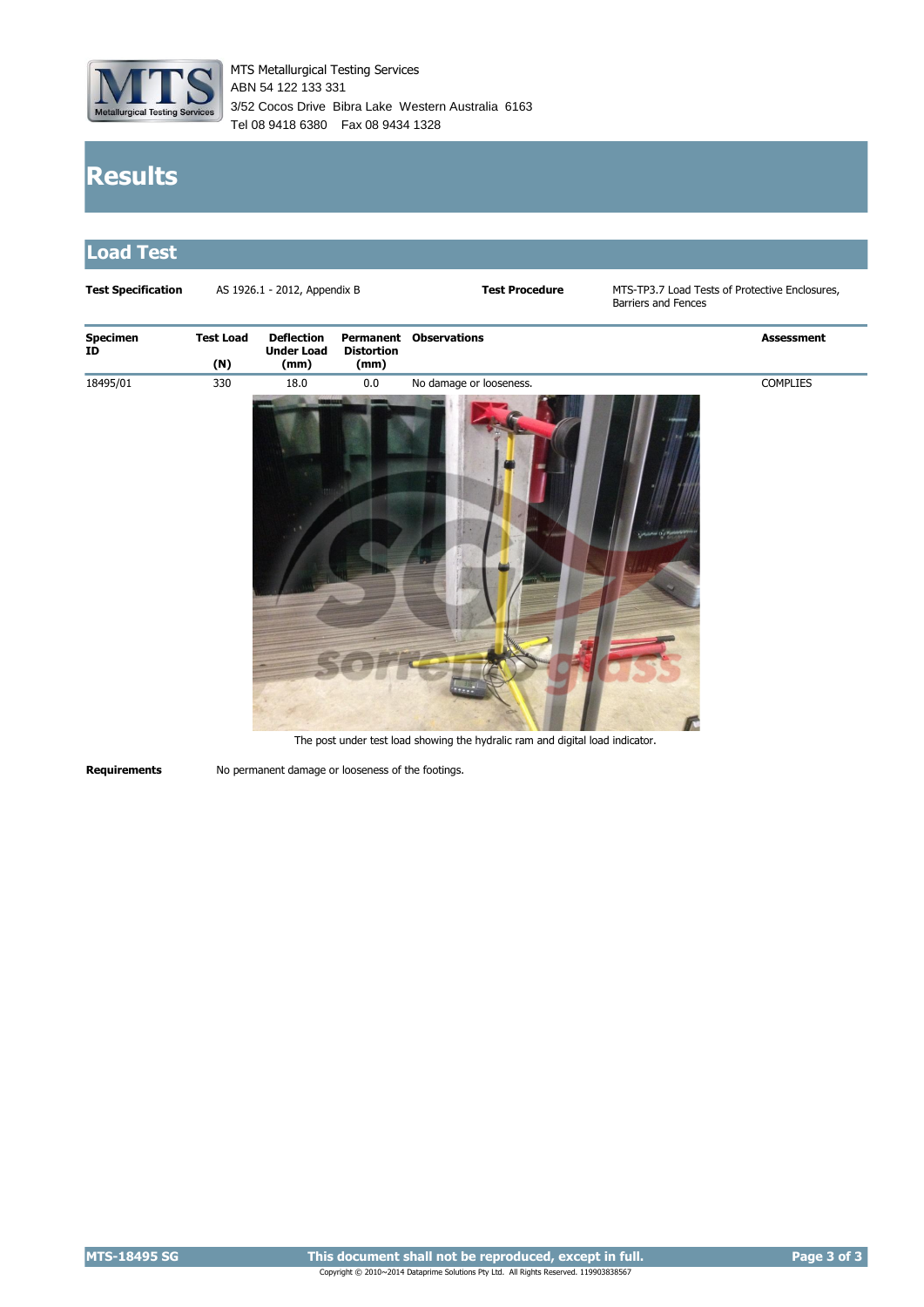MTS Metallurgical Testing Services
ABN 54 122 133 331
3/52 Cocos Drive Bibra Lake Western Australia 6163
Tel 08 9418 6380 Fax 08 9434 1328

# Results

## Load Test

**Test Specification** AS 1926.1 - 2012, Appendix B

**Test Procedure** MTS-TP3.7 Load Tests of Protective Enclosures, Barriers and Fences

| Specimen ID | Test Load (N) | Deflection Under Load (mm) | Permanent Distortion (mm) | Observations | Assessment |
|---|---|---|---|---|---|
| 18495/01 | 330 | 18.0 | 0.0 | No damage or looseness. | COMPLIES |

The post under test load showing the hydralic ram and digital load indicator.

**Requirements** No permanent damage or looseness of the footings.

MTS-18495 SG

This document shall not be reproduced, except in full.

Copyright © 2010~2014 Dataprime Solutions Pty Ltd. All Rights Reserved. 119903838567